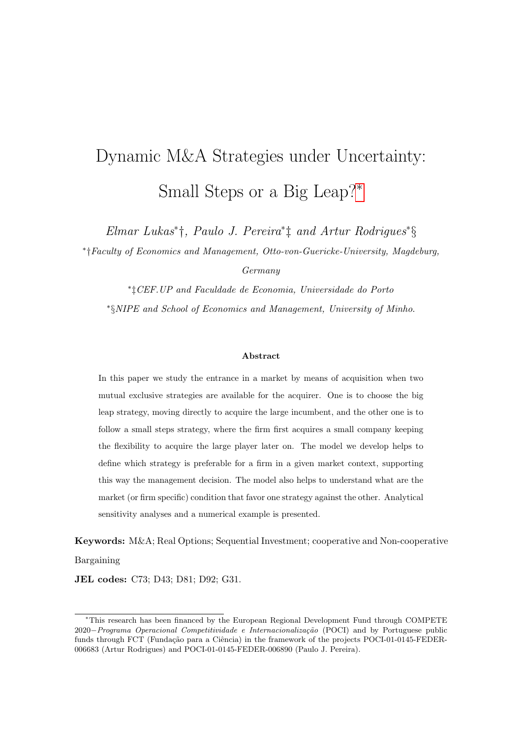# Dynamic M&A Strategies under Uncertainty: Small Steps or a Big Leap?*

*Elmar Lukas*\*†, *Paulo J. Pereira*\*‡ *and Artur Rodrigues*\*§

\*†*Faculty of Economics and Management, Otto-von-Guericke-University, Magdeburg, Germany*

\*‡*CEF.UP and Faculdade de Economia, Universidade do Porto*

\*§*NIPE and School of Economics and Management, University of Minho.*

**Abstract**

In this paper we study the entrance in a market by means of acquisition when two mutual exclusive strategies are available for the acquirer. One is to choose the big leap strategy, moving directly to acquire the large incumbent, and the other one is to follow a small steps strategy, where the firm first acquires a small company keeping the flexibility to acquire the large player later on. The model we develop helps to define which strategy is preferable for a firm in a given market context, supporting this way the management decision. The model also helps to understand what are the market (or firm specific) condition that favor one strategy against the other. Analytical sensitivity analyses and a numerical example is presented.

**Keywords:** M&A; Real Options; Sequential Investment; cooperative and Non-cooperative Bargaining

**JEL codes:** C73; D43; D81; D92; G31.

---

\*This research has been financed by the European Regional Development Fund through COMPETE 2020−*Programa Operacional Competitividade e Internacionalização* (POCI) and by Portuguese public funds through FCT (Fundação para a Ciência) in the framework of the projects POCI-01-0145-FEDER-006683 (Artur Rodrigues) and POCI-01-0145-FEDER-006890 (Paulo J. Pereira).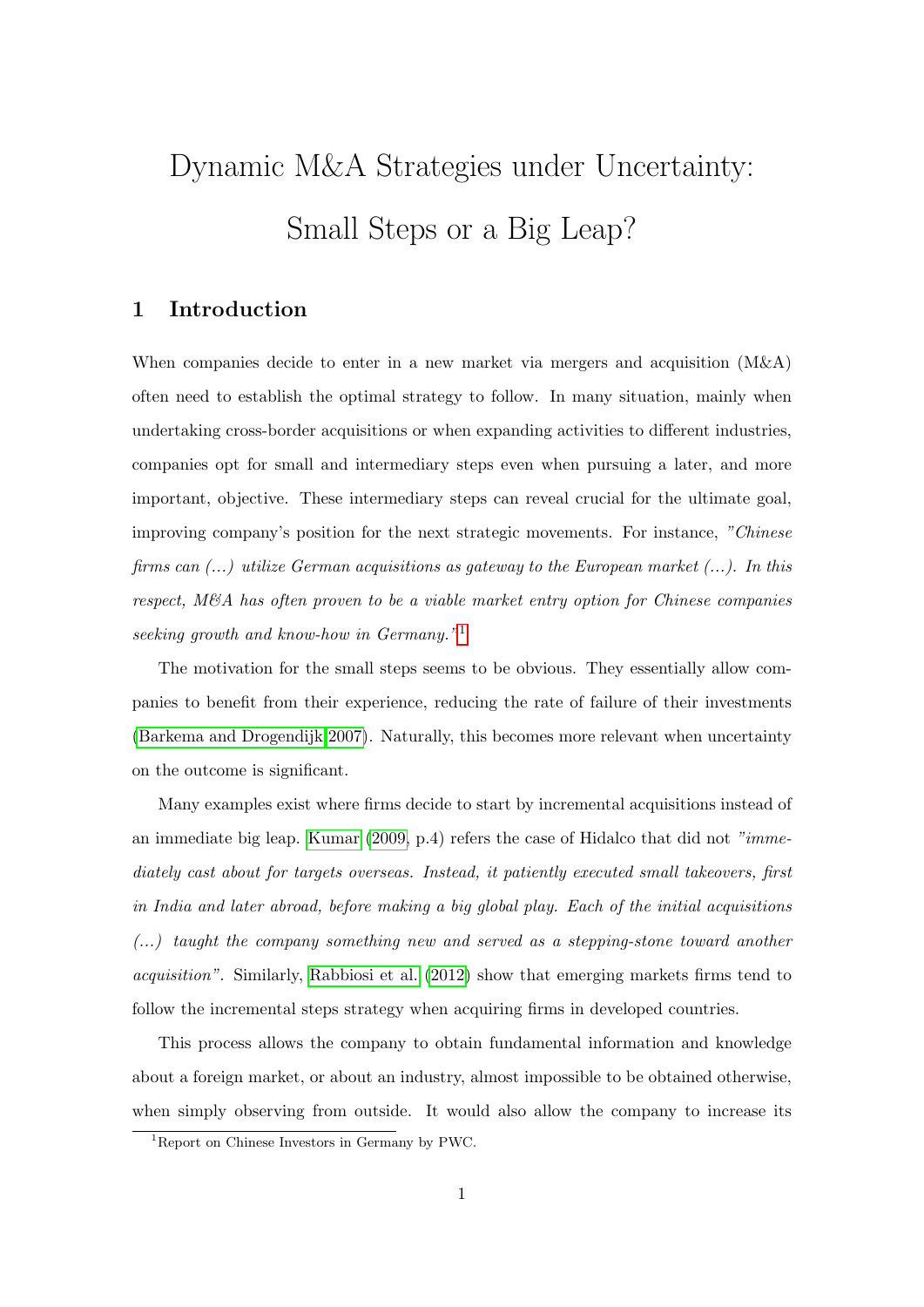# Dynamic M&A Strategies under Uncertainty: Small Steps or a Big Leap?

## 1 Introduction

When companies decide to enter in a new market via mergers and acquisition (M&A) often need to establish the optimal strategy to follow. In many situation, mainly when undertaking cross-border acquisitions or when expanding activities to different industries, companies opt for small and intermediary steps even when pursuing a later, and more important, objective. These intermediary steps can reveal crucial for the ultimate goal, improving company's position for the next strategic movements. For instance, *"Chinese firms can (...) utilize German acquisitions as gateway to the European market (...). In this respect, M&A has often proven to be a viable market entry option for Chinese companies seeking growth and know-how in Germany."*[1]

The motivation for the small steps seems to be obvious. They essentially allow companies to benefit from their experience, reducing the rate of failure of their investments (Barkema and Drogendijk 2007). Naturally, this becomes more relevant when uncertainty on the outcome is significant.

Many examples exist where firms decide to start by incremental acquisitions instead of an immediate big leap. Kumar (2009, p.4) refers the case of Hidalco that did not *"immediately cast about for targets overseas. Instead, it patiently executed small takeovers, first in India and later abroad, before making a big global play. Each of the initial acquisitions (...) taught the company something new and served as a stepping-stone toward another acquisition"*. Similarly, Rabbiosi et al. (2012) show that emerging markets firms tend to follow the incremental steps strategy when acquiring firms in developed countries.

This process allows the company to obtain fundamental information and knowledge about a foreign market, or about an industry, almost impossible to be obtained otherwise, when simply observing from outside. It would also allow the company to increase its

[1] Report on Chinese Investors in Germany by PWC.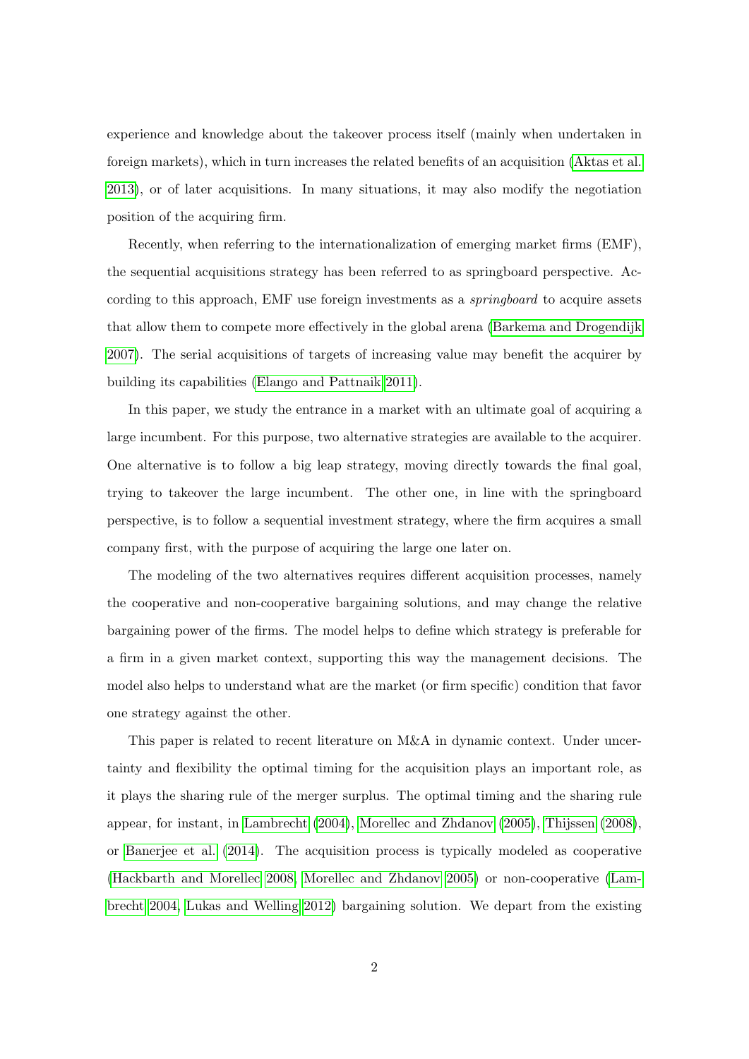experience and knowledge about the takeover process itself (mainly when undertaken in foreign markets), which in turn increases the related benefits of an acquisition (Aktas et al. 2013), or of later acquisitions. In many situations, it may also modify the negotiation position of the acquiring firm.

Recently, when referring to the internationalization of emerging market firms (EMF), the sequential acquisitions strategy has been referred to as springboard perspective. According to this approach, EMF use foreign investments as a *springboard* to acquire assets that allow them to compete more effectively in the global arena (Barkema and Drogendijk 2007). The serial acquisitions of targets of increasing value may benefit the acquirer by building its capabilities (Elango and Pattnaik 2011).

In this paper, we study the entrance in a market with an ultimate goal of acquiring a large incumbent. For this purpose, two alternative strategies are available to the acquirer. One alternative is to follow a big leap strategy, moving directly towards the final goal, trying to takeover the large incumbent. The other one, in line with the springboard perspective, is to follow a sequential investment strategy, where the firm acquires a small company first, with the purpose of acquiring the large one later on.

The modeling of the two alternatives requires different acquisition processes, namely the cooperative and non-cooperative bargaining solutions, and may change the relative bargaining power of the firms. The model helps to define which strategy is preferable for a firm in a given market context, supporting this way the management decisions. The model also helps to understand what are the market (or firm specific) condition that favor one strategy against the other.

This paper is related to recent literature on M&A in dynamic context. Under uncertainty and flexibility the optimal timing for the acquisition plays an important role, as it plays the sharing rule of the merger surplus. The optimal timing and the sharing rule appear, for instant, in Lambrecht (2004), Morellec and Zhdanov (2005), Thijssen (2008), or Banerjee et al. (2014). The acquisition process is typically modeled as cooperative (Hackbarth and Morellec 2008, Morellec and Zhdanov 2005) or non-cooperative (Lambrecht 2004, Lukas and Welling 2012) bargaining solution. We depart from the existing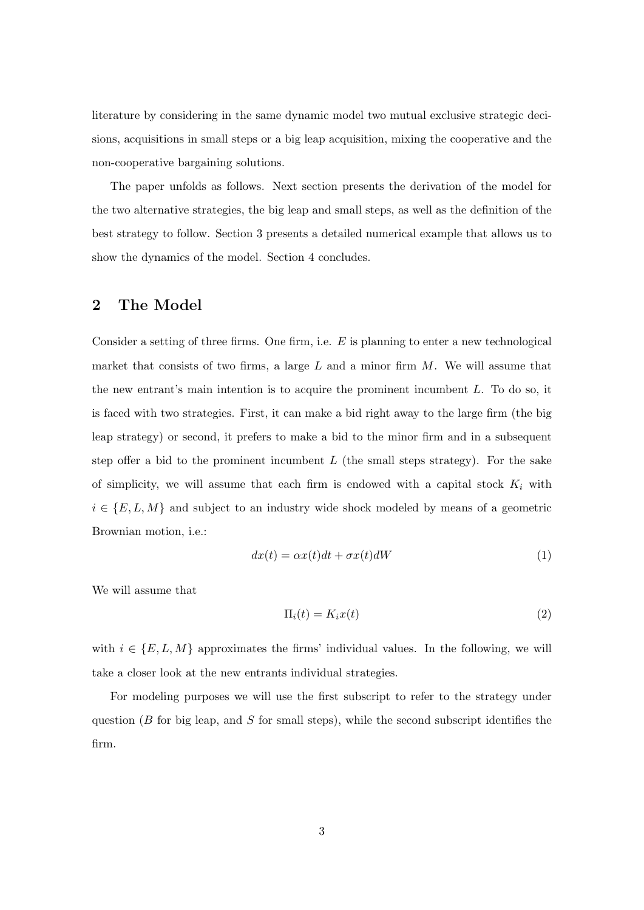literature by considering in the same dynamic model two mutual exclusive strategic decisions, acquisitions in small steps or a big leap acquisition, mixing the cooperative and the non-cooperative bargaining solutions.

The paper unfolds as follows. Next section presents the derivation of the model for the two alternative strategies, the big leap and small steps, as well as the definition of the best strategy to follow. Section 3 presents a detailed numerical example that allows us to show the dynamics of the model. Section 4 concludes.

## 2 The Model

Consider a setting of three firms. One firm, i.e. $E$ is planning to enter a new technological market that consists of two firms, a large $L$ and a minor firm $M$. We will assume that the new entrant's main intention is to acquire the prominent incumbent $L$. To do so, it is faced with two strategies. First, it can make a bid right away to the large firm (the big leap strategy) or second, it prefers to make a bid to the minor firm and in a subsequent step offer a bid to the prominent incumbent $L$ (the small steps strategy). For the sake of simplicity, we will assume that each firm is endowed with a capital stock $K_i$ with $i \in \{E, L, M\}$ and subject to an industry wide shock modeled by means of a geometric Brownian motion, i.e.:

$$dx(t) = \alpha x(t)dt + \sigma x(t)dW \tag{1}$$

We will assume that

$$\Pi_i(t) = K_i x(t) \tag{2}$$

with $i \in \{E, L, M\}$ approximates the firms' individual values. In the following, we will take a closer look at the new entrants individual strategies.

For modeling purposes we will use the first subscript to refer to the strategy under question ($B$ for big leap, and $S$ for small steps), while the second subscript identifies the firm.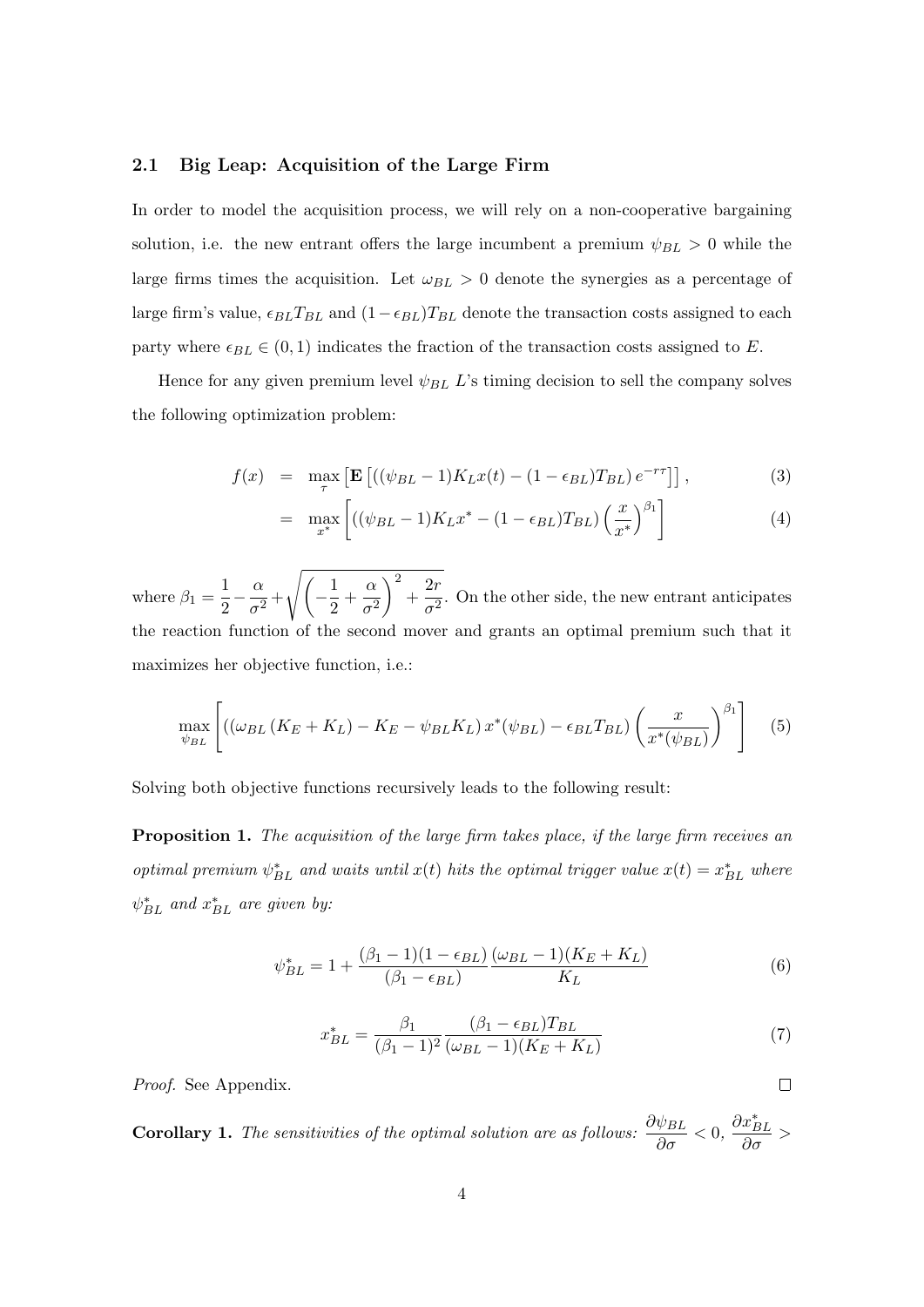### 2.1 Big Leap: Acquisition of the Large Firm

In order to model the acquisition process, we will rely on a non-cooperative bargaining solution, i.e. the new entrant offers the large incumbent a premium $\psi_{BL} > 0$ while the large firms times the acquisition. Let $\omega_{BL} > 0$ denote the synergies as a percentage of large firm's value, $\epsilon_{BL} T_{BL}$ and $(1-\epsilon_{BL})T_{BL}$ denote the transaction costs assigned to each party where $\epsilon_{BL} \in (0,1)$ indicates the fraction of the transaction costs assigned to $E$.

Hence for any given premium level $\psi_{BL}$ $L$'s timing decision to sell the company solves the following optimization problem:

$$
\begin{aligned}
f(x) &= \max_{\tau} \left[ \mathbf{E} \left[ \left( (\psi_{BL} - 1) K_L x(t) - (1-\epsilon_{BL}) T_{BL} \right) e^{-r\tau} \right] \right], && (3) \\
&= \max_{x^*} \left[ \left( (\psi_{BL} - 1) K_L x^* - (1-\epsilon_{BL}) T_{BL} \right) \left( \frac{x}{x^*} \right)^{\beta_1} \right] && (4)
\end{aligned}
$$

where $\beta_1 = \frac{1}{2} - \frac{\alpha}{\sigma^2} + \sqrt{\left( -\frac{1}{2} + \frac{\alpha}{\sigma^2} \right)^2 + \frac{2r}{\sigma^2}}$. On the other side, the new entrant anticipates the reaction function of the second mover and grants an optimal premium such that it maximizes her objective function, i.e.:

$$
\max_{\psi_{BL}} \left[ \left( \left( \omega_{BL} \left( K_E + K_L \right) - K_E - \psi_{BL} K_L \right) x^*(\psi_{BL}) - \epsilon_{BL} T_{BL} \right) \left( \frac{x}{x^*(\psi_{BL})} \right)^{\beta_1} \right] \quad (5)
$$

Solving both objective functions recursively leads to the following result:

**Proposition 1.** *The acquisition of the large firm takes place, if the large firm receives an optimal premium $\psi^*_{BL}$ and waits until $x(t)$ hits the optimal trigger value $x(t) = x^*_{BL}$ where $\psi^*_{BL}$ and $x^*_{BL}$ are given by:*

$$
\psi^*_{BL} = 1 + \frac{(\beta_1 - 1)(1-\epsilon_{BL})}{(\beta_1 - \epsilon_{BL})} \frac{(\omega_{BL} - 1)(K_E + K_L)}{K_L} \quad (6)
$$

$$
x^*_{BL} = \frac{\beta_1}{(\beta_1 - 1)^2} \frac{(\beta_1 - \epsilon_{BL}) T_{BL}}{(\omega_{BL} - 1)(K_E + K_L)} \quad (7)
$$

*Proof.* See Appendix. □

**Corollary 1.** *The sensitivities of the optimal solution are as follows:* $\frac{\partial \psi_{BL}}{\partial \sigma} < 0$, $\frac{\partial x^*_{BL}}{\partial \sigma} >$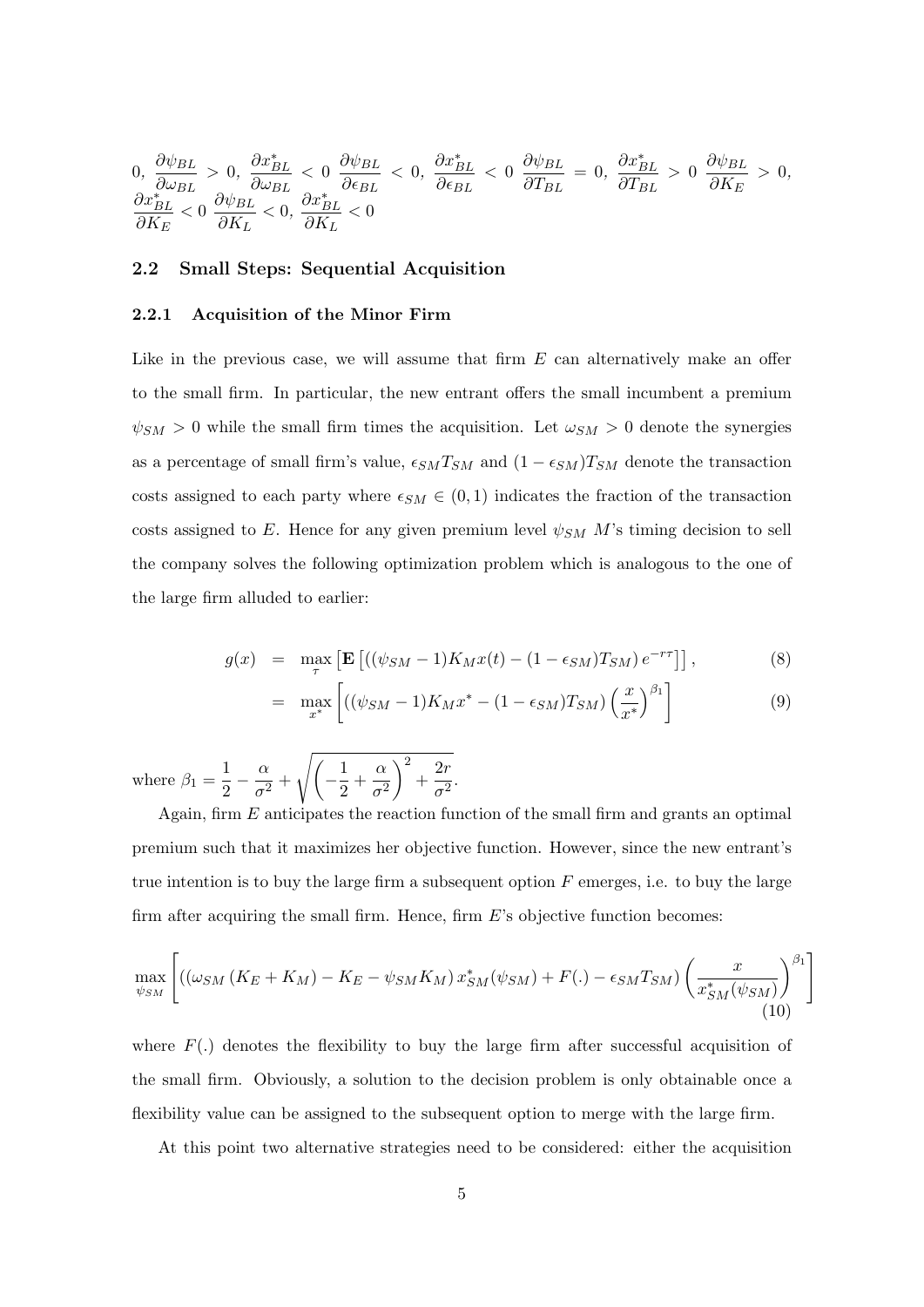0, $\frac{\partial \psi_{BL}}{\partial \omega_{BL}} > 0$, $\frac{\partial x^*_{BL}}{\partial \omega_{BL}} < 0$ $\frac{\partial \psi_{BL}}{\partial \epsilon_{BL}} < 0$, $\frac{\partial x^*_{BL}}{\partial \epsilon_{BL}} < 0$ $\frac{\partial \psi_{BL}}{\partial T_{BL}} = 0$, $\frac{\partial x^*_{BL}}{\partial T_{BL}} > 0$ $\frac{\partial \psi_{BL}}{\partial K_E} > 0$, $\frac{\partial x^*_{BL}}{\partial K_E} < 0$ $\frac{\partial \psi_{BL}}{\partial K_L} < 0$, $\frac{\partial x^*_{BL}}{\partial K_L} < 0$

## 2.2 Small Steps: Sequential Acquisition

### 2.2.1 Acquisition of the Minor Firm

Like in the previous case, we will assume that firm $E$ can alternatively make an offer to the small firm. In particular, the new entrant offers the small incumbent a premium $\psi_{SM} > 0$ while the small firm times the acquisition. Let $\omega_{SM} > 0$ denote the synergies as a percentage of small firm's value, $\epsilon_{SM} T_{SM}$ and $(1 - \epsilon_{SM}) T_{SM}$ denote the transaction costs assigned to each party where $\epsilon_{SM} \in (0, 1)$ indicates the fraction of the transaction costs assigned to $E$. Hence for any given premium level $\psi_{SM}$ $M$'s timing decision to sell the company solves the following optimization problem which is analogous to the one of the large firm alluded to earlier:

$$
\begin{aligned}
g(x) &= \max_{\tau} \left[ \mathbf{E} \left[ \left( (\psi_{SM} - 1) K_M x(t) - (1 - \epsilon_{SM}) T_{SM} \right) e^{-r\tau} \right] \right], && (8) \\
&= \max_{x^*} \left[ \left( (\psi_{SM} - 1) K_M x^* - (1 - \epsilon_{SM}) T_{SM} \right) \left( \frac{x}{x^*} \right)^{\beta_1} \right] && (9)
\end{aligned}
$$

where $\beta_1 = \frac{1}{2} - \frac{\alpha}{\sigma^2} + \sqrt{\left( -\frac{1}{2} + \frac{\alpha}{\sigma^2} \right)^2 + \frac{2r}{\sigma^2}}$.

Again, firm $E$ anticipates the reaction function of the small firm and grants an optimal premium such that it maximizes her objective function. However, since the new entrant's true intention is to buy the large firm a subsequent option $F$ emerges, i.e. to buy the large firm after acquiring the small firm. Hence, firm $E$'s objective function becomes:

$$
\max_{\psi_{SM}} \left[ \left( \left( \omega_{SM} \left( K_E + K_M \right) - K_E - \psi_{SM} K_M \right) x^*_{SM}(\psi_{SM}) + F(.) - \epsilon_{SM} T_{SM} \right) \left( \frac{x}{x^*_{SM}(\psi_{SM})} \right)^{\beta_1} \right] \quad (10)
$$

where $F(.)$ denotes the flexibility to buy the large firm after successful acquisition of the small firm. Obviously, a solution to the decision problem is only obtainable once a flexibility value can be assigned to the subsequent option to merge with the large firm.

At this point two alternative strategies need to be considered: either the acquisition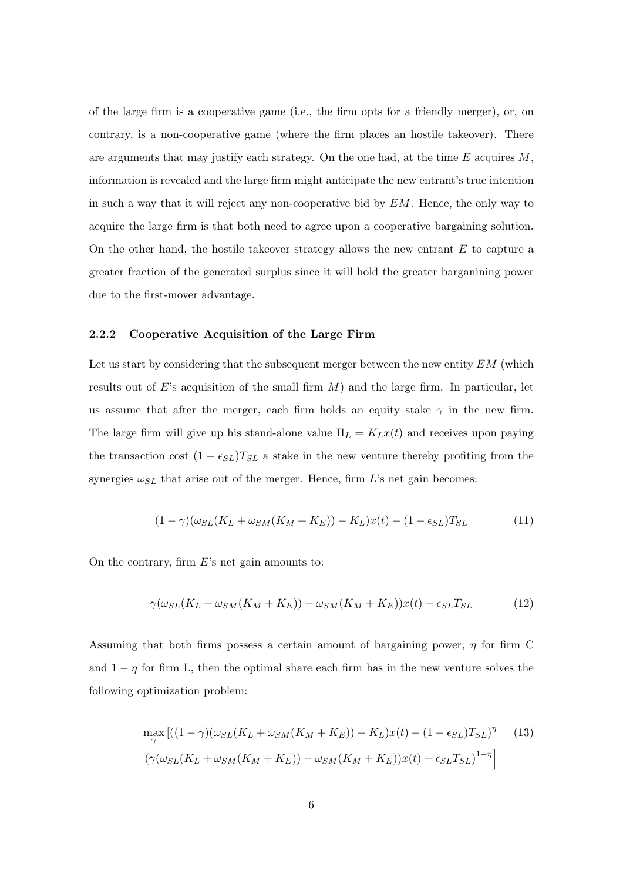of the large firm is a cooperative game (i.e., the firm opts for a friendly merger), or, on contrary, is a non-cooperative game (where the firm places an hostile takeover). There are arguments that may justify each strategy. On the one had, at the time $E$ acquires $M$, information is revealed and the large firm might anticipate the new entrant's true intention in such a way that it will reject any non-cooperative bid by $EM$. Hence, the only way to acquire the large firm is that both need to agree upon a cooperative bargaining solution. On the other hand, the hostile takeover strategy allows the new entrant $E$ to capture a greater fraction of the generated surplus since it will hold the greater barganining power due to the first-mover advantage.

### 2.2.2 Cooperative Acquisition of the Large Firm

Let us start by considering that the subsequent merger between the new entity $EM$ (which results out of $E$'s acquisition of the small firm $M$) and the large firm. In particular, let us assume that after the merger, each firm holds an equity stake $\gamma$ in the new firm. The large firm will give up his stand-alone value $\Pi_L = K_L x(t)$ and receives upon paying the transaction cost $(1-\epsilon_{SL})T_{SL}$ a stake in the new venture thereby profiting from the synergies $\omega_{SL}$ that arise out of the merger. Hence, firm $L$'s net gain becomes:

$$(1-\gamma)(\omega_{SL}(K_L + \omega_{SM}(K_M + K_E)) - K_L)x(t) - (1-\epsilon_{SL})T_{SL} \tag{11}$$

On the contrary, firm $E$'s net gain amounts to:

$$\gamma(\omega_{SL}(K_L + \omega_{SM}(K_M + K_E)) - \omega_{SM}(K_M + K_E))x(t) - \epsilon_{SL}T_{SL} \tag{12}$$

Assuming that both firms possess a certain amount of bargaining power, $\eta$ for firm C and $1-\eta$ for firm L, then the optimal share each firm has in the new venture solves the following optimization problem:

$$\begin{aligned}\max_{\gamma} \big[ &((1-\gamma)(\omega_{SL}(K_L + \omega_{SM}(K_M + K_E)) - K_L)x(t) - (1-\epsilon_{SL})T_{SL})^{\eta} \\ &(\gamma(\omega_{SL}(K_L + \omega_{SM}(K_M + K_E)) - \omega_{SM}(K_M + K_E))x(t) - \epsilon_{SL}T_{SL})^{1-\eta} \big]\end{aligned} \tag{13}$$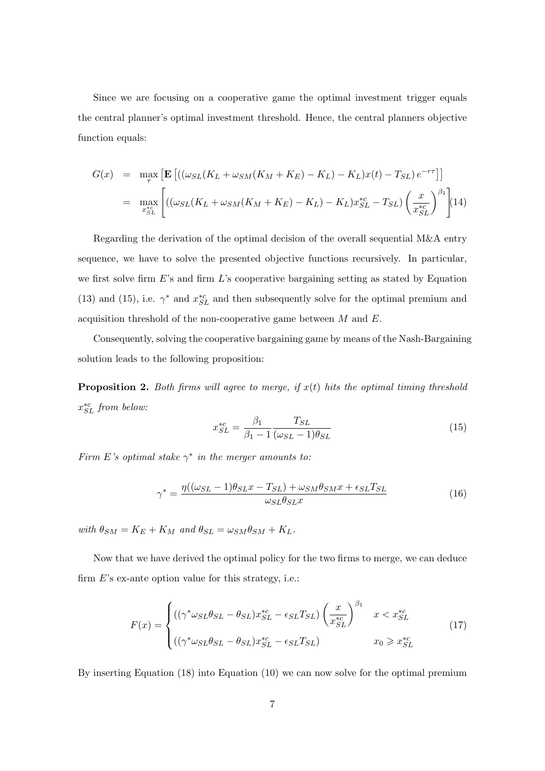Since we are focusing on a cooperative game the optimal investment trigger equals the central planner's optimal investment threshold. Hence, the central planners objective function equals:

$$
\begin{aligned}
G(x) &= \max_{\tau} \left[ \mathbf{E} \left[ \left( (\omega_{SL}(K_L + \omega_{SM}(K_M + K_E) - K_L) - K_L) x(t) - T_{SL} \right) e^{-r\tau} \right] \right] \\
&= \max_{x_{SL}^{*c}} \left[ \left( (\omega_{SL}(K_L + \omega_{SM}(K_M + K_E) - K_L) - K_L) x_{SL}^{*c} - T_{SL} \right) \left( \frac{x}{x_{SL}^{*c}} \right)^{\beta_1} \right] \qquad (14)
\end{aligned}
$$

Regarding the derivation of the optimal decision of the overall sequential M&A entry sequence, we have to solve the presented objective functions recursively. In particular, we first solve firm $E$'s and firm $L$'s cooperative bargaining setting as stated by Equation (13) and (15), i.e. $\gamma^*$ and $x_{SL}^{*c}$ and then subsequently solve for the optimal premium and acquisition threshold of the non-cooperative game between $M$ and $E$.

Consequently, solving the cooperative bargaining game by means of the Nash-Bargaining solution leads to the following proposition:

**Proposition 2.** *Both firms will agree to merge, if $x(t)$ hits the optimal timing threshold $x_{SL}^{*c}$ from below:*

$$
x_{SL}^{*c} = \frac{\beta_1}{\beta_1 - 1} \frac{T_{SL}}{(\omega_{SL} - 1)\theta_{SL}} \qquad (15)
$$

*Firm $E$'s optimal stake $\gamma^*$ in the merger amounts to:*

$$
\gamma^* = \frac{\eta((\omega_{SL} - 1)\theta_{SL} x - T_{SL}) + \omega_{SM}\theta_{SM} x + \epsilon_{SL} T_{SL}}{\omega_{SL}\theta_{SL} x} \qquad (16)
$$

*with $\theta_{SM} = K_E + K_M$ and $\theta_{SL} = \omega_{SM}\theta_{SM} + K_L$.*

Now that we have derived the optimal policy for the two firms to merge, we can deduce firm $E$'s ex-ante option value for this strategy, i.e.:

$$
F(x) = \begin{cases} \left( (\gamma^* \omega_{SL}\theta_{SL} - \theta_{SL}) x_{SL}^{*c} - \epsilon_{SL} T_{SL} \right) \left( \dfrac{x}{x_{SL}^{*c}} \right)^{\beta_1} & x < x_{SL}^{*c} \\ \left( (\gamma^* \omega_{SL}\theta_{SL} - \theta_{SL}) x_{SL}^{*c} - \epsilon_{SL} T_{SL} \right) & x_0 \geqslant x_{SL}^{*c} \end{cases} \qquad (17)
$$

By inserting Equation (18) into Equation (10) we can now solve for the optimal premium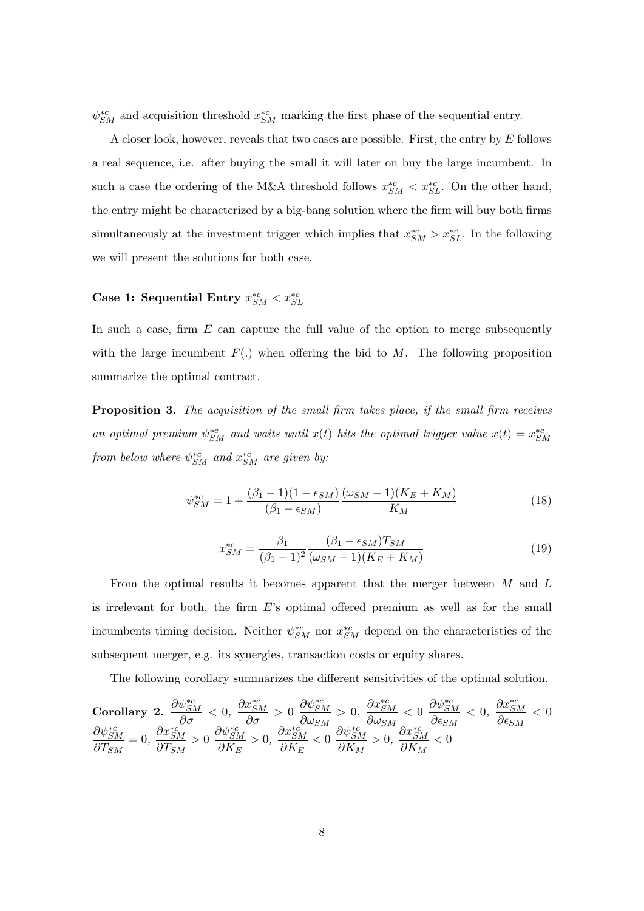$\psi_{SM}^{*c}$ and acquisition threshold $x_{SM}^{*c}$ marking the first phase of the sequential entry.

A closer look, however, reveals that two cases are possible. First, the entry by $E$ follows a real sequence, i.e. after buying the small it will later on buy the large incumbent. In such a case the ordering of the M&A threshold follows $x_{SM}^{*c} < x_{SL}^{*c}$. On the other hand, the entry might be characterized by a big-bang solution where the firm will buy both firms simultaneously at the investment trigger which implies that $x_{SM}^{*c} > x_{SL}^{*c}$. In the following we will present the solutions for both case.

**Case 1: Sequential Entry $x_{SM}^{*c} < x_{SL}^{*c}$**

In such a case, firm $E$ can capture the full value of the option to merge subsequently with the large incumbent $F(.)$ when offering the bid to $M$. The following proposition summarize the optimal contract.

**Proposition 3.** *The acquisition of the small firm takes place, if the small firm receives an optimal premium $\psi_{SM}^{*c}$ and waits until $x(t)$ hits the optimal trigger value $x(t) = x_{SM}^{*c}$ from below where $\psi_{SM}^{*c}$ and $x_{SM}^{*c}$ are given by:*

$$\psi_{SM}^{*c} = 1 + \frac{(\beta_1 - 1)(1 - \epsilon_{SM})}{(\beta_1 - \epsilon_{SM})} \frac{(\omega_{SM} - 1)(K_E + K_M)}{K_M} \tag{18}$$

$$x_{SM}^{*c} = \frac{\beta_1}{(\beta_1 - 1)^2} \frac{(\beta_1 - \epsilon_{SM})T_{SM}}{(\omega_{SM} - 1)(K_E + K_M)} \tag{19}$$

From the optimal results it becomes apparent that the merger between $M$ and $L$ is irrelevant for both, the firm $E$'s optimal offered premium as well as for the small incumbents timing decision. Neither $\psi_{SM}^{*c}$ nor $x_{SM}^{*c}$ depend on the characteristics of the subsequent merger, e.g. its synergies, transaction costs or equity shares.

The following corollary summarizes the different sensitivities of the optimal solution.

**Corollary 2.** $\frac{\partial \psi_{SM}^{*c}}{\partial \sigma} < 0$, $\frac{\partial x_{SM}^{*c}}{\partial \sigma} > 0$ $\frac{\partial \psi_{SM}^{*c}}{\partial \omega_{SM}} > 0$, $\frac{\partial x_{SM}^{*c}}{\partial \omega_{SM}} < 0$ $\frac{\partial \psi_{SM}^{*c}}{\partial \epsilon_{SM}} < 0$, $\frac{\partial x_{SM}^{*c}}{\partial \epsilon_{SM}} < 0$ $\frac{\partial \psi_{SM}^{*c}}{\partial T_{SM}} = 0$, $\frac{\partial x_{SM}^{*c}}{\partial T_{SM}} > 0$ $\frac{\partial \psi_{SM}^{*c}}{\partial K_E} > 0$, $\frac{\partial x_{SM}^{*c}}{\partial K_E} < 0$ $\frac{\partial \psi_{SM}^{*c}}{\partial K_M} > 0$, $\frac{\partial x_{SM}^{*c}}{\partial K_M} < 0$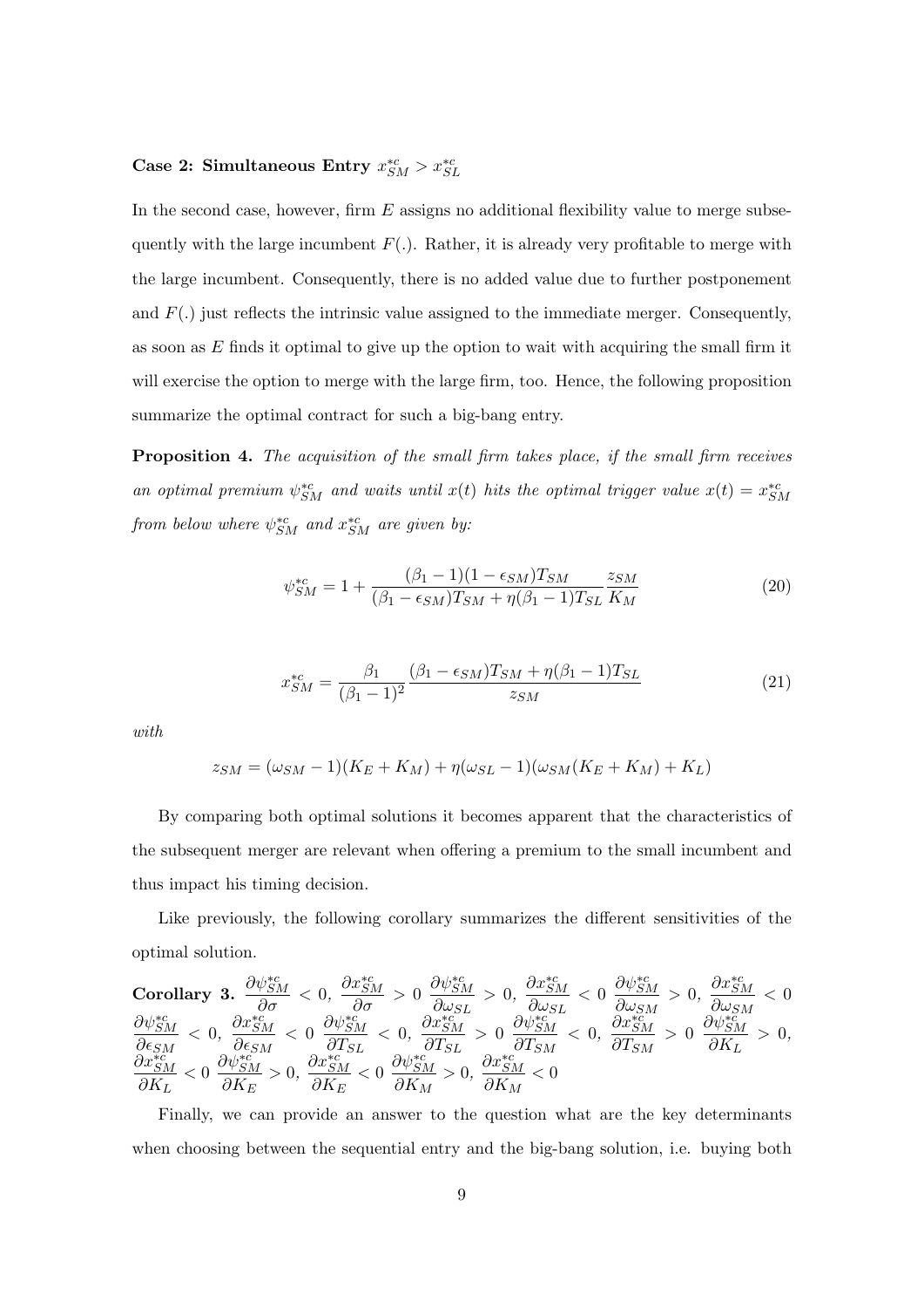**Case 2: Simultaneous Entry $x^{*c}_{SM} > x^{*c}_{SL}$**

In the second case, however, firm $E$ assigns no additional flexibility value to merge subsequently with the large incumbent $F(.)$. Rather, it is already very profitable to merge with the large incumbent. Consequently, there is no added value due to further postponement and $F(.)$ just reflects the intrinsic value assigned to the immediate merger. Consequently, as soon as $E$ finds it optimal to give up the option to wait with acquiring the small firm it will exercise the option to merge with the large firm, too. Hence, the following proposition summarize the optimal contract for such a big-bang entry.

**Proposition 4.** *The acquisition of the small firm takes place, if the small firm receives an optimal premium $\psi^{*c}_{SM}$ and waits until $x(t)$ hits the optimal trigger value $x(t) = x^{*c}_{SM}$ from below where $\psi^{*c}_{SM}$ and $x^{*c}_{SM}$ are given by:*

$$\psi^{*c}_{SM} = 1 + \frac{(\beta_1 - 1)(1 - \epsilon_{SM})T_{SM}}{(\beta_1 - \epsilon_{SM})T_{SM} + \eta(\beta_1 - 1)T_{SL}} \frac{z_{SM}}{K_M} \tag{20}$$

$$x^{*c}_{SM} = \frac{\beta_1}{(\beta_1 - 1)^2} \frac{(\beta_1 - \epsilon_{SM})T_{SM} + \eta(\beta_1 - 1)T_{SL}}{z_{SM}} \tag{21}$$

*with*

$$z_{SM} = (\omega_{SM} - 1)(K_E + K_M) + \eta(\omega_{SL} - 1)(\omega_{SM}(K_E + K_M) + K_L)$$

By comparing both optimal solutions it becomes apparent that the characteristics of the subsequent merger are relevant when offering a premium to the small incumbent and thus impact his timing decision.

Like previously, the following corollary summarizes the different sensitivities of the optimal solution.

**Corollary 3.** $\frac{\partial \psi^{*c}_{SM}}{\partial \sigma} < 0$, $\frac{\partial x^{*c}_{SM}}{\partial \sigma} > 0$ $\frac{\partial \psi^{*c}_{SM}}{\partial \omega_{SL}} > 0$, $\frac{\partial x^{*c}_{SM}}{\partial \omega_{SL}} < 0$ $\frac{\partial \psi^{*c}_{SM}}{\partial \omega_{SM}} > 0$, $\frac{\partial x^{*c}_{SM}}{\partial \omega_{SM}} < 0$ $\frac{\partial \psi^{*c}_{SM}}{\partial \epsilon_{SM}} < 0$, $\frac{\partial x^{*c}_{SM}}{\partial \epsilon_{SM}} < 0$ $\frac{\partial \psi^{*c}_{SM}}{\partial T_{SL}} < 0$, $\frac{\partial x^{*c}_{SM}}{\partial T_{SL}} > 0$ $\frac{\partial \psi^{*c}_{SM}}{\partial T_{SM}} < 0$, $\frac{\partial x^{*c}_{SM}}{\partial T_{SM}} > 0$ $\frac{\partial \psi^{*c}_{SM}}{\partial K_L} > 0$, $\frac{\partial x^{*c}_{SM}}{\partial K_L} < 0$ $\frac{\partial \psi^{*c}_{SM}}{\partial K_E} > 0$, $\frac{\partial x^{*c}_{SM}}{\partial K_E} < 0$ $\frac{\partial \psi^{*c}_{SM}}{\partial K_M} > 0$, $\frac{\partial x^{*c}_{SM}}{\partial K_M} < 0$

Finally, we can provide an answer to the question what are the key determinants when choosing between the sequential entry and the big-bang solution, i.e. buying both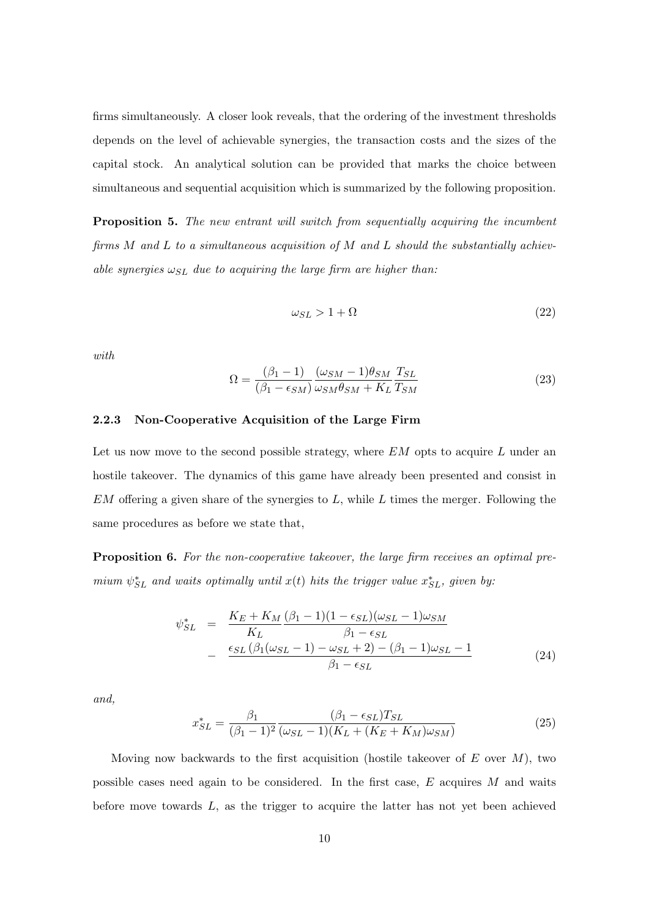firms simultaneously. A closer look reveals, that the ordering of the investment thresholds depends on the level of achievable synergies, the transaction costs and the sizes of the capital stock. An analytical solution can be provided that marks the choice between simultaneous and sequential acquisition which is summarized by the following proposition.

**Proposition 5.** *The new entrant will switch from sequentially acquiring the incumbent firms M and L to a simultaneous acquisition of M and L should the substantially achievable synergies $\omega_{SL}$ due to acquiring the large firm are higher than:*

$$\omega_{SL} > 1 + \Omega \tag{22}$$

*with*

$$\Omega = \frac{(\beta_1 - 1)}{(\beta_1 - \epsilon_{SM})} \frac{(\omega_{SM} - 1)\theta_{SM}}{\omega_{SM}\theta_{SM} + K_L} \frac{T_{SL}}{T_{SM}} \tag{23}$$

### 2.2.3 Non-Cooperative Acquisition of the Large Firm

Let us now move to the second possible strategy, where $EM$ opts to acquire $L$ under an hostile takeover. The dynamics of this game have already been presented and consist in $EM$ offering a given share of the synergies to $L$, while $L$ times the merger. Following the same procedures as before we state that,

**Proposition 6.** *For the non-cooperative takeover, the large firm receives an optimal premium $\psi^*_{SL}$ and waits optimally until $x(t)$ hits the trigger value $x^*_{SL}$, given by:*

$$\begin{aligned}
\psi^*_{SL} &= \frac{K_E + K_M}{K_L} \frac{(\beta_1 - 1)(1 - \epsilon_{SL})(\omega_{SL} - 1)\omega_{SM}}{\beta_1 - \epsilon_{SL}} \\
&- \frac{\epsilon_{SL}\left(\beta_1(\omega_{SL} - 1) - \omega_{SL} + 2\right) - (\beta_1 - 1)\omega_{SL} - 1}{\beta_1 - \epsilon_{SL}}
\end{aligned} \tag{24}$$

*and,*

$$x^*_{SL} = \frac{\beta_1}{(\beta_1 - 1)^2} \frac{(\beta_1 - \epsilon_{SL})T_{SL}}{(\omega_{SL} - 1)(K_L + (K_E + K_M)\omega_{SM})} \tag{25}$$

Moving now backwards to the first acquisition (hostile takeover of $E$ over $M$), two possible cases need again to be considered. In the first case, $E$ acquires $M$ and waits before move towards $L$, as the trigger to acquire the latter has not yet been achieved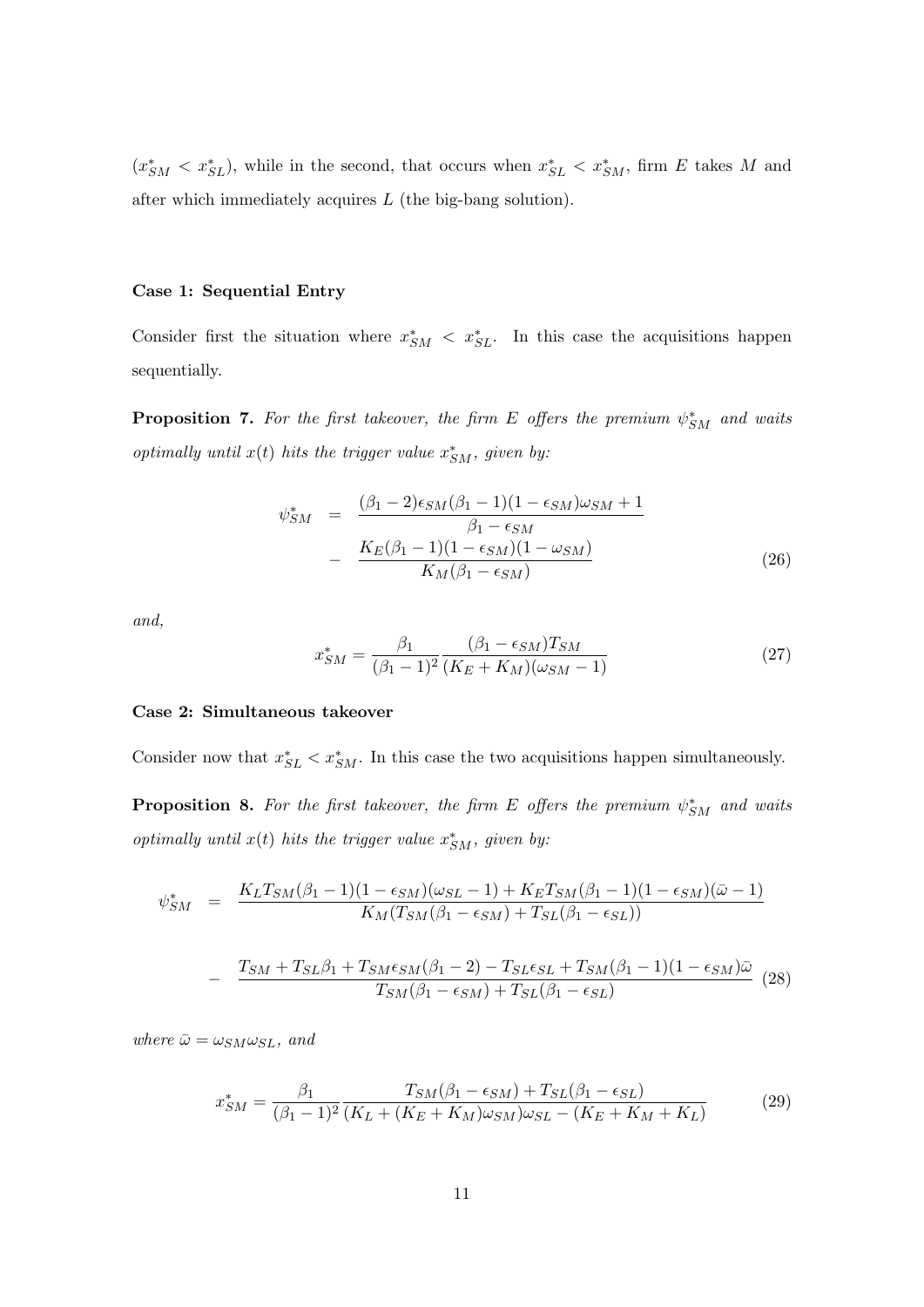($x^*_{SM} < x^*_{SL}$), while in the second, that occurs when $x^*_{SL} < x^*_{SM}$, firm $E$ takes $M$ and after which immediately acquires $L$ (the big-bang solution).

#### Case 1: Sequential Entry

Consider first the situation where $x^*_{SM} < x^*_{SL}$. In this case the acquisitions happen sequentially.

**Proposition 7.** *For the first takeover, the firm $E$ offers the premium $\psi^*_{SM}$ and waits optimally until $x(t)$ hits the trigger value $x^*_{SM}$, given by:*

$$\begin{aligned}
\psi^*_{SM} &= \frac{(\beta_1 - 2)\epsilon_{SM}(\beta_1 - 1)(1 - \epsilon_{SM})\omega_{SM} + 1}{\beta_1 - \epsilon_{SM}} \\
&- \frac{K_E(\beta_1 - 1)(1 - \epsilon_{SM})(1 - \omega_{SM})}{K_M(\beta_1 - \epsilon_{SM})}
\end{aligned} \tag{26}$$

*and,*

$$x^*_{SM} = \frac{\beta_1}{(\beta_1 - 1)^2} \frac{(\beta_1 - \epsilon_{SM})T_{SM}}{(K_E + K_M)(\omega_{SM} - 1)} \tag{27}$$

#### Case 2: Simultaneous takeover

Consider now that $x^*_{SL} < x^*_{SM}$. In this case the two acquisitions happen simultaneously.

**Proposition 8.** *For the first takeover, the firm $E$ offers the premium $\psi^*_{SM}$ and waits optimally until $x(t)$ hits the trigger value $x^*_{SM}$, given by:*

$$\begin{aligned}
\psi^*_{SM} &= \frac{K_L T_{SM}(\beta_1 - 1)(1 - \epsilon_{SM})(\omega_{SL} - 1) + K_E T_{SM}(\beta_1 - 1)(1 - \epsilon_{SM})(\bar{\omega} - 1)}{K_M(T_{SM}(\beta_1 - \epsilon_{SM}) + T_{SL}(\beta_1 - \epsilon_{SL}))} \\
&- \frac{T_{SM} + T_{SL}\beta_1 + T_{SM}\epsilon_{SM}(\beta_1 - 2) - T_{SL}\epsilon_{SL} + T_{SM}(\beta_1 - 1)(1 - \epsilon_{SM})\bar{\omega}}{T_{SM}(\beta_1 - \epsilon_{SM}) + T_{SL}(\beta_1 - \epsilon_{SL})}
\end{aligned} \tag{28}$$

*where $\bar{\omega} = \omega_{SM}\omega_{SL}$, and*

$$x^*_{SM} = \frac{\beta_1}{(\beta_1 - 1)^2} \frac{T_{SM}(\beta_1 - \epsilon_{SM}) + T_{SL}(\beta_1 - \epsilon_{SL})}{(K_L + (K_E + K_M)\omega_{SM})\omega_{SL} - (K_E + K_M + K_L)} \tag{29}$$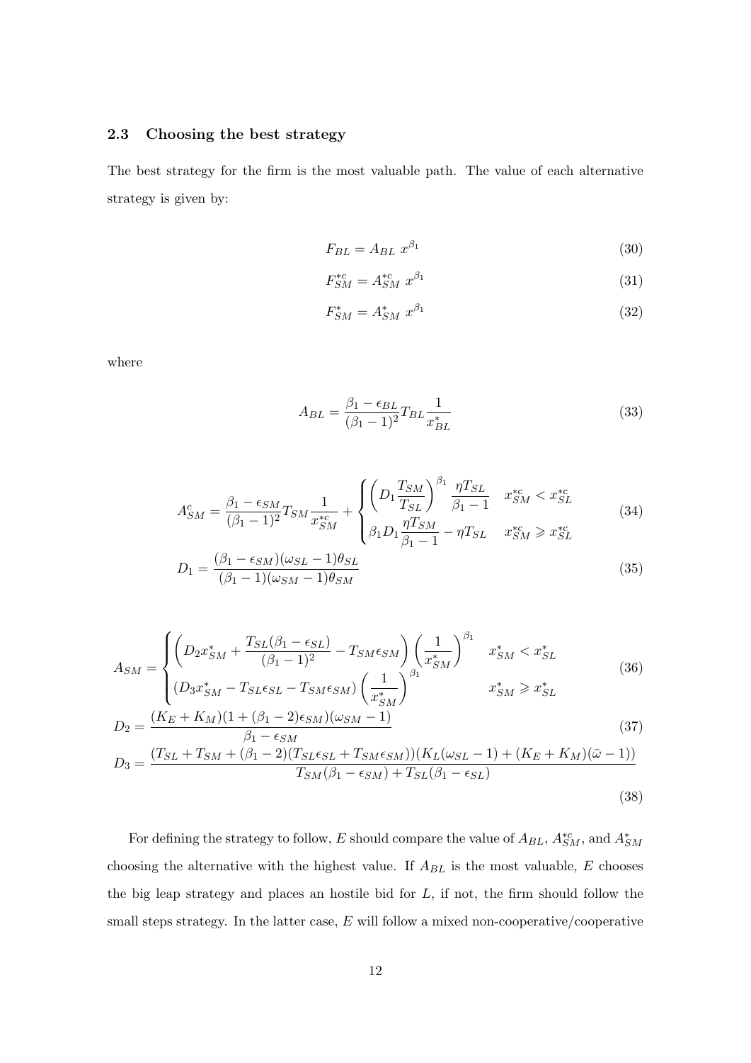### 2.3 Choosing the best strategy

The best strategy for the firm is the most valuable path. The value of each alternative strategy is given by:

$$F_{BL} = A_{BL}\ x^{\beta_1} \tag{30}$$

$$F_{SM}^{*c} = A_{SM}^{*c}\ x^{\beta_1} \tag{31}$$

$$F_{SM}^{*} = A_{SM}^{*}\ x^{\beta_1} \tag{32}$$

where

$$A_{BL} = \frac{\beta_1 - \epsilon_{BL}}{(\beta_1 - 1)^2} T_{BL} \frac{1}{x_{BL}^*} \tag{33}$$

$$A_{SM}^c = \frac{\beta_1 - \epsilon_{SM}}{(\beta_1 - 1)^2} T_{SM} \frac{1}{x_{SM}^{*c}} + \begin{cases} \left(D_1 \dfrac{T_{SM}}{T_{SL}}\right)^{\beta_1} \dfrac{\eta T_{SL}}{\beta_1 - 1} & x_{SM}^{*c} < x_{SL}^{*c} \\ \beta_1 D_1 \dfrac{\eta T_{SM}}{\beta_1 - 1} - \eta T_{SL} & x_{SM}^{*c} \geqslant x_{SL}^{*c} \end{cases} \tag{34}$$

$$D_1 = \frac{(\beta_1 - \epsilon_{SM})(\omega_{SL} - 1)\theta_{SL}}{(\beta_1 - 1)(\omega_{SM} - 1)\theta_{SM}} \tag{35}$$

$$A_{SM} = \begin{cases} \left(D_2 x_{SM}^* + \dfrac{T_{SL}(\beta_1 - \epsilon_{SL})}{(\beta_1 - 1)^2} - T_{SM}\epsilon_{SM}\right)\left(\dfrac{1}{x_{SM}^*}\right)^{\beta_1} & x_{SM}^* < x_{SL}^* \\ \left(D_3 x_{SM}^* - T_{SL}\epsilon_{SL} - T_{SM}\epsilon_{SM}\right)\left(\dfrac{1}{x_{SM}^*}\right)^{\beta_1} & x_{SM}^* \geqslant x_{SL}^* \end{cases} \tag{36}$$

$$D_2 = \frac{(K_E + K_M)(1 + (\beta_1 - 2)\epsilon_{SM})(\omega_{SM} - 1)}{\beta_1 - \epsilon_{SM}} \tag{37}$$

$$D_3 = \frac{(T_{SL} + T_{SM} + (\beta_1 - 2)(T_{SL}\epsilon_{SL} + T_{SM}\epsilon_{SM}))(K_L(\omega_{SL} - 1) + (K_E + K_M)(\bar{\omega} - 1))}{T_{SM}(\beta_1 - \epsilon_{SM}) + T_{SL}(\beta_1 - \epsilon_{SL})} \tag{38}$$

For defining the strategy to follow, $E$ should compare the value of $A_{BL}$, $A_{SM}^{*c}$, and $A_{SM}^{*}$ choosing the alternative with the highest value. If $A_{BL}$ is the most valuable, $E$ chooses the big leap strategy and places an hostile bid for $L$, if not, the firm should follow the small steps strategy. In the latter case, $E$ will follow a mixed non-cooperative/cooperative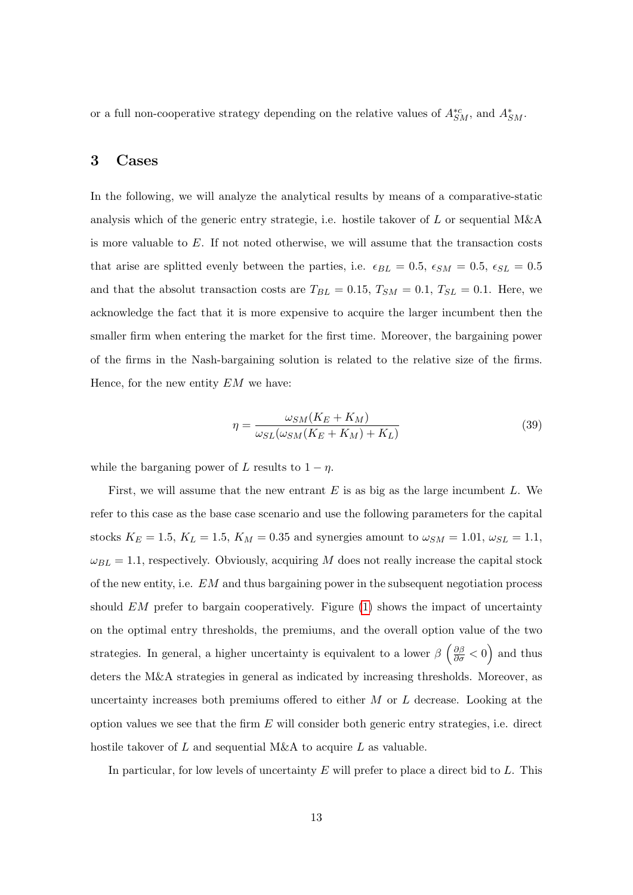or a full non-cooperative strategy depending on the relative values of $A^{*c}_{SM}$, and $A^{*}_{SM}$.

## 3 Cases

In the following, we will analyze the analytical results by means of a comparative-static analysis which of the generic entry strategie, i.e. hostile takover of $L$ or sequential M&A is more valuable to $E$. If not noted otherwise, we will assume that the transaction costs that arise are splitted evenly between the parties, i.e. $\epsilon_{BL} = 0.5$, $\epsilon_{SM} = 0.5$, $\epsilon_{SL} = 0.5$ and that the absolut transaction costs are $T_{BL} = 0.15$, $T_{SM} = 0.1$, $T_{SL} = 0.1$. Here, we acknowledge the fact that it is more expensive to acquire the larger incumbent then the smaller firm when entering the market for the first time. Moreover, the bargaining power of the firms in the Nash-bargaining solution is related to the relative size of the firms. Hence, for the new entity $EM$ we have:

$$\eta = \frac{\omega_{SM}(K_E + K_M)}{\omega_{SL}(\omega_{SM}(K_E + K_M) + K_L)} \tag{39}$$

while the barganing power of $L$ results to $1 - \eta$.

First, we will assume that the new entrant $E$ is as big as the large incumbent $L$. We refer to this case as the base case scenario and use the following parameters for the capital stocks $K_E = 1.5$, $K_L = 1.5$, $K_M = 0.35$ and synergies amount to $\omega_{SM} = 1.01$, $\omega_{SL} = 1.1$, $\omega_{BL} = 1.1$, respectively. Obviously, acquiring $M$ does not really increase the capital stock of the new entity, i.e. $EM$ and thus bargaining power in the subsequent negotiation process should $EM$ prefer to bargain cooperatively. Figure (1) shows the impact of uncertainty on the optimal entry thresholds, the premiums, and the overall option value of the two strategies. In general, a higher uncertainty is equivalent to a lower $\beta$ $\left(\frac{\partial \beta}{\partial \sigma} < 0\right)$ and thus deters the M&A strategies in general as indicated by increasing thresholds. Moreover, as uncertainty increases both premiums offered to either $M$ or $L$ decrease. Looking at the option values we see that the firm $E$ will consider both generic entry strategies, i.e. direct hostile takover of $L$ and sequential M&A to acquire $L$ as valuable.

In particular, for low levels of uncertainty $E$ will prefer to place a direct bid to $L$. This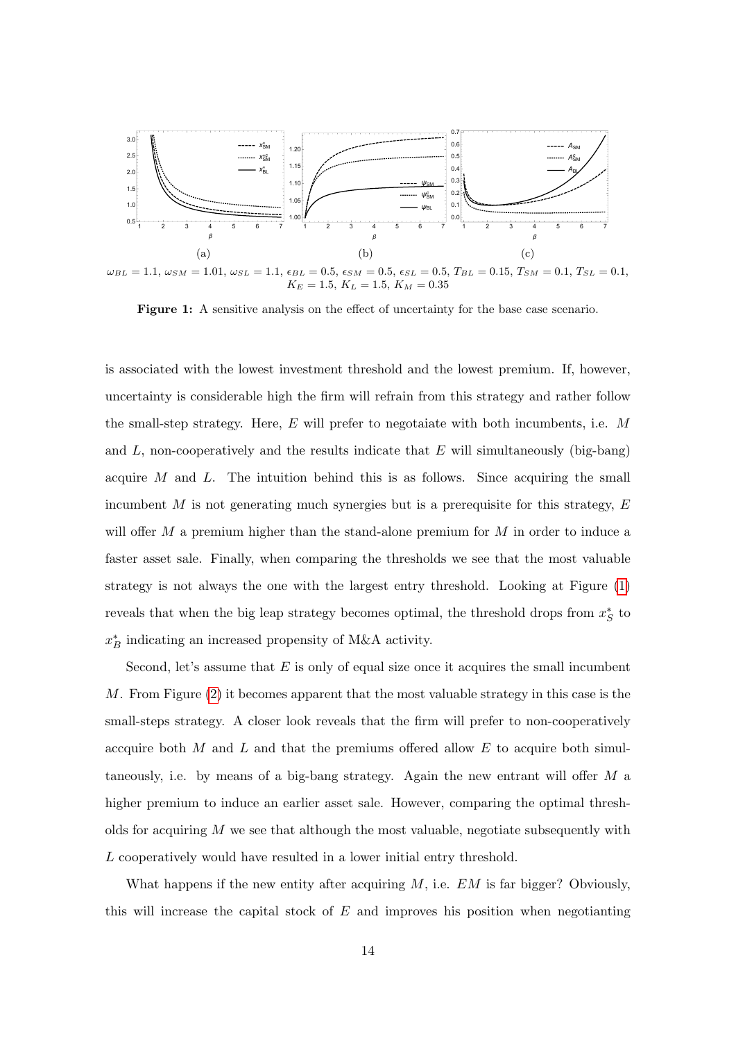(a) (b) (c)

$\omega_{BL} = 1.1$, $\omega_{SM} = 1.01$, $\omega_{SL} = 1.1$, $\epsilon_{BL} = 0.5$, $\epsilon_{SM} = 0.5$, $\epsilon_{SL} = 0.5$, $T_{BL} = 0.15$, $T_{SM} = 0.1$, $T_{SL} = 0.1$, $K_E = 1.5$, $K_L = 1.5$, $K_M = 0.35$

**Figure 1:** A sensitive analysis on the effect of uncertainty for the base case scenario.

is associated with the lowest investment threshold and the lowest premium. If, however, uncertainty is considerable high the firm will refrain from this strategy and rather follow the small-step strategy. Here, $E$ will prefer to negotaiate with both incumbents, i.e. $M$ and $L$, non-cooperatively and the results indicate that $E$ will simultaneously (big-bang) acquire $M$ and $L$. The intuition behind this is as follows. Since acquiring the small incumbent $M$ is not generating much synergies but is a prerequisite for this strategy, $E$ will offer $M$ a premium higher than the stand-alone premium for $M$ in order to induce a faster asset sale. Finally, when comparing the thresholds we see that the most valuable strategy is not always the one with the largest entry threshold. Looking at Figure (1) reveals that when the big leap strategy becomes optimal, the threshold drops from $x_S^*$ to $x_B^*$ indicating an increased propensity of M&A activity.

Second, let's assume that $E$ is only of equal size once it acquires the small incumbent $M$. From Figure (2) it becomes apparent that the most valuable strategy in this case is the small-steps strategy. A closer look reveals that the firm will prefer to non-cooperatively accquire both $M$ and $L$ and that the premiums offered allow $E$ to acquire both simultaneously, i.e. by means of a big-bang strategy. Again the new entrant will offer $M$ a higher premium to induce an earlier asset sale. However, comparing the optimal thresholds for acquiring $M$ we see that although the most valuable, negotiate subsequently with $L$ cooperatively would have resulted in a lower initial entry threshold.

What happens if the new entity after acquiring $M$, i.e. $EM$ is far bigger? Obviously, this will increase the capital stock of $E$ and improves his position when negotianting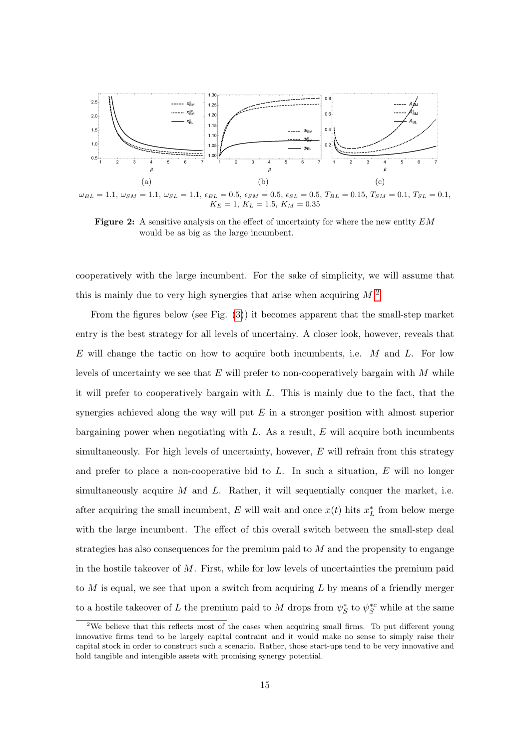(a) (b) (c)

$\omega_{BL} = 1.1$, $\omega_{SM} = 1.1$, $\omega_{SL} = 1.1$, $\epsilon_{BL} = 0.5$, $\epsilon_{SM} = 0.5$, $\epsilon_{SL} = 0.5$, $T_{BL} = 0.15$, $T_{SM} = 0.1$, $T_{SL} = 0.1$, $K_E = 1$, $K_L = 1.5$, $K_M = 0.35$

**Figure 2:** A sensitive analysis on the effect of uncertainty for where the new entity $EM$ would be as big as the large incumbent.

cooperatively with the large incumbent. For the sake of simplicity, we will assume that this is mainly due to very high synergies that arise when acquiring $M$.[2]

From the figures below (see Fig. (3)) it becomes apparent that the small-step market entry is the best strategy for all levels of uncertainy. A closer look, however, reveals that $E$ will change the tactic on how to acquire both incumbents, i.e. $M$ and $L$. For low levels of uncertainty we see that $E$ will prefer to non-cooperatively bargain with $M$ while it will prefer to cooperatively bargain with $L$. This is mainly due to the fact, that the synergies achieved along the way will put $E$ in a stronger position with almost superior bargaining power when negotiating with $L$. As a result, $E$ will acquire both incumbents simultaneously. For high levels of uncertainty, however, $E$ will refrain from this strategy and prefer to place a non-cooperative bid to $L$. In such a situation, $E$ will no longer simultaneously acquire $M$ and $L$. Rather, it will sequentially conquer the market, i.e. after acquiring the small incumbent, $E$ will wait and once $x(t)$ hits $x^*_L$ from below merge with the large incumbent. The effect of this overall switch between the small-step deal strategies has also consequences for the premium paid to $M$ and the propensity to engange in the hostile takeover of $M$. First, while for low levels of uncertainties the premium paid to $M$ is equal, we see that upon a switch from acquiring $L$ by means of a friendly merger to a hostile takeover of $L$ the premium paid to $M$ drops from $\psi^*_S$ to $\psi^{*c}_S$ while at the same

[2] We believe that this reflects most of the cases when acquiring small firms. To put different young innovative firms tend to be largely capital contraint and it would make no sense to simply raise their capital stock in order to construct such a scenario. Rather, those start-ups tend to be very innovative and hold tangible and intengible assets with promising synergy potential.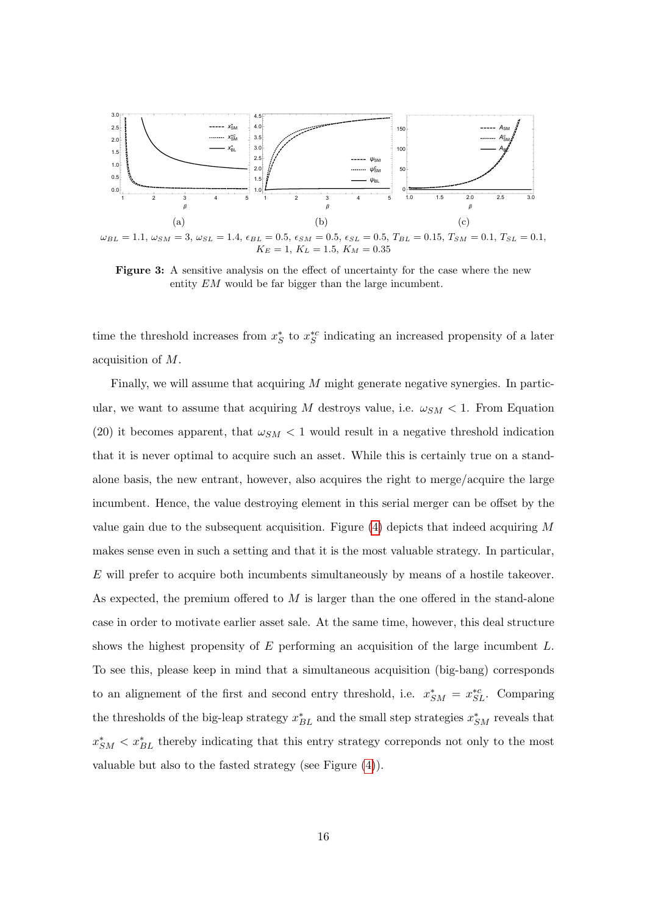$\omega_{BL} = 1.1$, $\omega_{SM} = 3$, $\omega_{SL} = 1.4$, $\epsilon_{BL} = 0.5$, $\epsilon_{SM} = 0.5$, $\epsilon_{SL} = 0.5$, $T_{BL} = 0.15$, $T_{SM} = 0.1$, $T_{SL} = 0.1$, $K_E = 1$, $K_L = 1.5$, $K_M = 0.35$

**Figure 3:** A sensitive analysis on the effect of uncertainty for the case where the new entity $EM$ would be far bigger than the large incumbent.

time the threshold increases from $x_S^*$ to $x_S^{*c}$ indicating an increased propensity of a later acquisition of $M$.

Finally, we will assume that acquiring $M$ might generate negative synergies. In particular, we want to assume that acquiring $M$ destroys value, i.e. $\omega_{SM} < 1$. From Equation (20) it becomes apparent, that $\omega_{SM} < 1$ would result in a negative threshold indication that it is never optimal to acquire such an asset. While this is certainly true on a stand-alone basis, the new entrant, however, also acquires the right to merge/acquire the large incumbent. Hence, the value destroying element in this serial merger can be offset by the value gain due to the subsequent acquisition. Figure (4) depicts that indeed acquiring $M$ makes sense even in such a setting and that it is the most valuable strategy. In particular, $E$ will prefer to acquire both incumbents simultaneously by means of a hostile takeover. As expected, the premium offered to $M$ is larger than the one offered in the stand-alone case in order to motivate earlier asset sale. At the same time, however, this deal structure shows the highest propensity of $E$ performing an acquisition of the large incumbent $L$. To see this, please keep in mind that a simultaneous acquisition (big-bang) corresponds to an alignement of the first and second entry threshold, i.e. $x_{SM}^* = x_{SL}^{*c}$. Comparing the thresholds of the big-leap strategy $x_{BL}^*$ and the small step strategies $x_{SM}^*$ reveals that $x_{SM}^* < x_{BL}^*$ thereby indicating that this entry strategy correponds not only to the most valuable but also to the fasted strategy (see Figure (4)).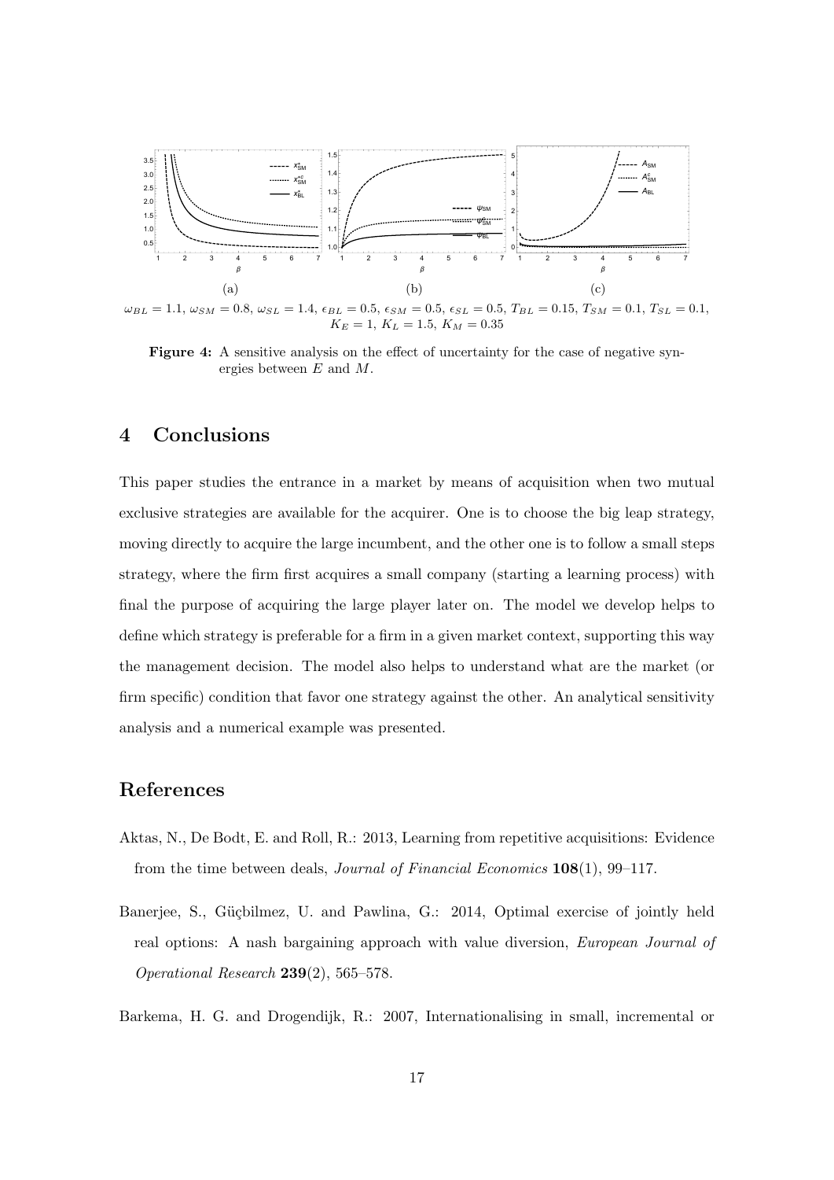(a) (b) (c)

$\omega_{BL} = 1.1$, $\omega_{SM} = 0.8$, $\omega_{SL} = 1.4$, $\epsilon_{BL} = 0.5$, $\epsilon_{SM} = 0.5$, $\epsilon_{SL} = 0.5$, $T_{BL} = 0.15$, $T_{SM} = 0.1$, $T_{SL} = 0.1$, $K_E = 1$, $K_L = 1.5$, $K_M = 0.35$

**Figure 4:** A sensitive analysis on the effect of uncertainty for the case of negative synergies between $E$ and $M$.

## 4 Conclusions

This paper studies the entrance in a market by means of acquisition when two mutual exclusive strategies are available for the acquirer. One is to choose the big leap strategy, moving directly to acquire the large incumbent, and the other one is to follow a small steps strategy, where the firm first acquires a small company (starting a learning process) with final the purpose of acquiring the large player later on. The model we develop helps to define which strategy is preferable for a firm in a given market context, supporting this way the management decision. The model also helps to understand what are the market (or firm specific) condition that favor one strategy against the other. An analytical sensitivity analysis and a numerical example was presented.

## References

Aktas, N., De Bodt, E. and Roll, R.: 2013, Learning from repetitive acquisitions: Evidence from the time between deals, *Journal of Financial Economics* **108**(1), 99–117.

Banerjee, S., Güçbilmez, U. and Pawlina, G.: 2014, Optimal exercise of jointly held real options: A nash bargaining approach with value diversion, *European Journal of Operational Research* **239**(2), 565–578.

Barkema, H. G. and Drogendijk, R.: 2007, Internationalising in small, incremental or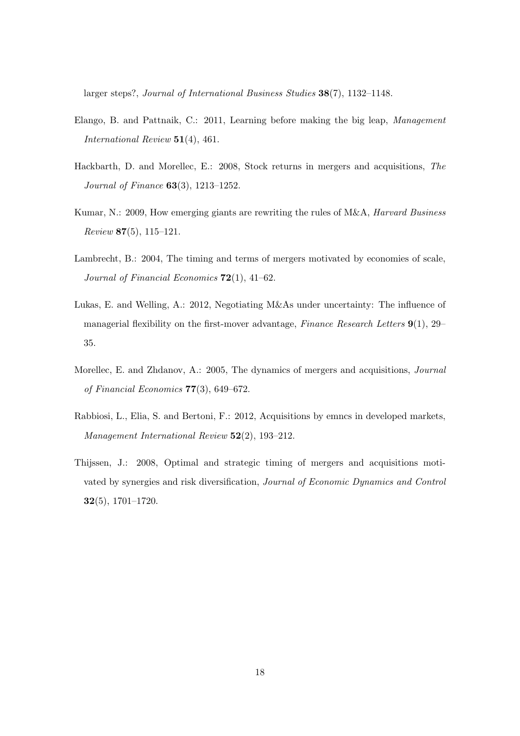larger steps?, *Journal of International Business Studies* **38**(7), 1132–1148.

Elango, B. and Pattnaik, C.: 2011, Learning before making the big leap, *Management International Review* **51**(4), 461.

Hackbarth, D. and Morellec, E.: 2008, Stock returns in mergers and acquisitions, *The Journal of Finance* **63**(3), 1213–1252.

Kumar, N.: 2009, How emerging giants are rewriting the rules of M&A, *Harvard Business Review* **87**(5), 115–121.

Lambrecht, B.: 2004, The timing and terms of mergers motivated by economies of scale, *Journal of Financial Economics* **72**(1), 41–62.

Lukas, E. and Welling, A.: 2012, Negotiating M&As under uncertainty: The influence of managerial flexibility on the first-mover advantage, *Finance Research Letters* **9**(1), 29–35.

Morellec, E. and Zhdanov, A.: 2005, The dynamics of mergers and acquisitions, *Journal of Financial Economics* **77**(3), 649–672.

Rabbiosi, L., Elia, S. and Bertoni, F.: 2012, Acquisitions by emncs in developed markets, *Management International Review* **52**(2), 193–212.

Thijssen, J.: 2008, Optimal and strategic timing of mergers and acquisitions motivated by synergies and risk diversification, *Journal of Economic Dynamics and Control* **32**(5), 1701–1720.